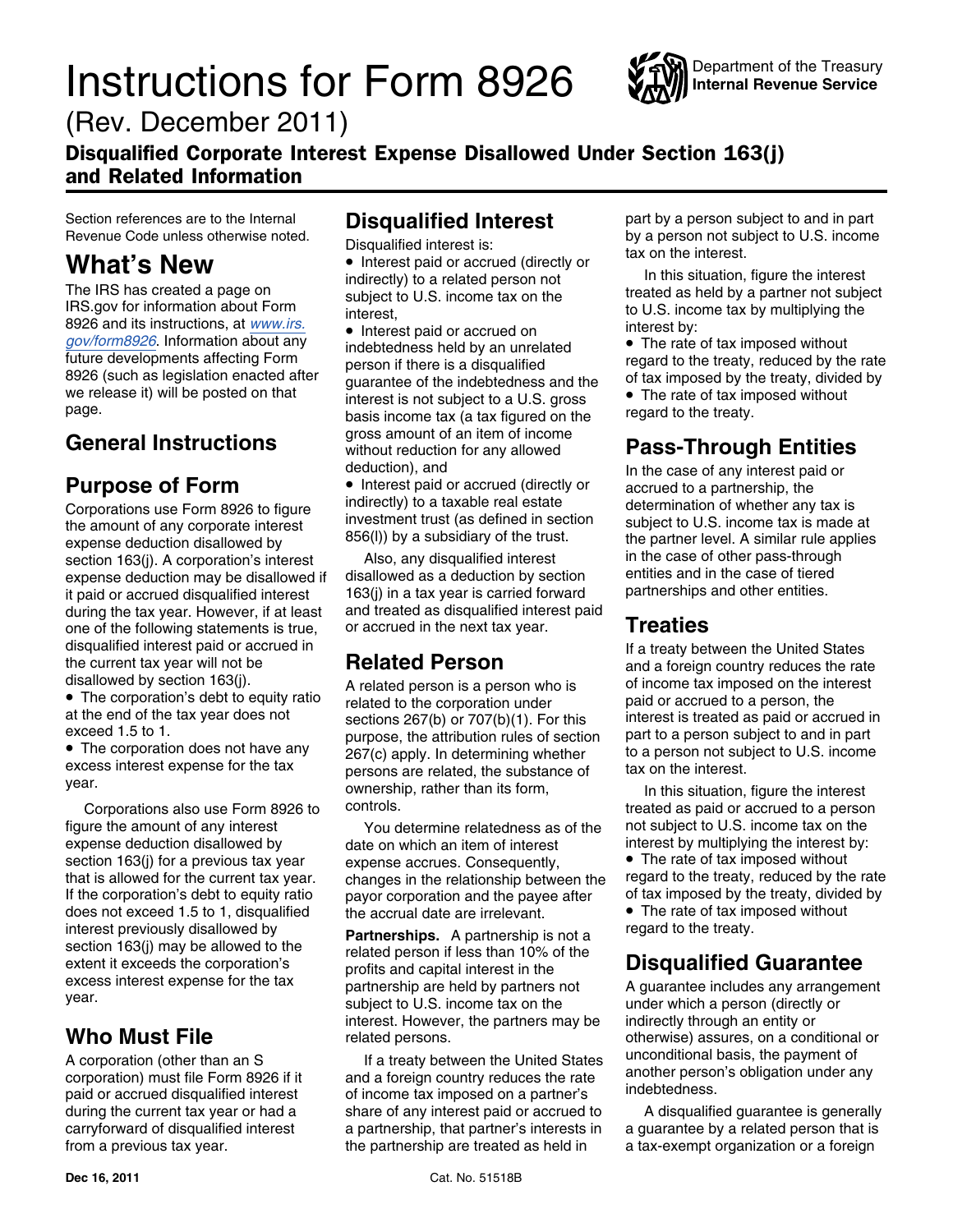# Instructions for Form 8926

(Rev. December 2011)

## Disqualified Corporate Interest Expense Disallowed Under Section 163(j) and Related Information

Department of the Treasury
**Internal Revenue Service**

Section references are to the Internal Revenue Code unless otherwise noted.

## What's New

The IRS has created a page on IRS.gov for information about Form 8926 and its instructions, at *www.irs.gov/form8926*. Information about any future developments affecting Form 8926 (such as legislation enacted after we release it) will be posted on that page.

## General Instructions

## Purpose of Form

Corporations use Form 8926 to figure the amount of any corporate interest expense deduction disallowed by section 163(j). A corporation's interest expense deduction may be disallowed if it paid or accrued disqualified interest during the tax year. However, if at least one of the following statements is true, disqualified interest paid or accrued in the current tax year will not be disallowed by section 163(j).

- The corporation's debt to equity ratio at the end of the tax year does not exceed 1.5 to 1.
- The corporation does not have any excess interest expense for the tax year.

Corporations also use Form 8926 to figure the amount of any interest expense deduction disallowed by section 163(j) for a previous tax year that is allowed for the current tax year. If the corporation's debt to equity ratio does not exceed 1.5 to 1, disqualified interest previously disallowed by section 163(j) may be allowed to the extent it exceeds the corporation's excess interest expense for the tax year.

## Who Must File

A corporation (other than an S corporation) must file Form 8926 if it paid or accrued disqualified interest during the current tax year or had a carryforward of disqualified interest from a previous tax year.

## Disqualified Interest

Disqualified interest is:

- Interest paid or accrued (directly or indirectly) to a related person not subject to U.S. income tax on the interest,
- Interest paid or accrued on indebtedness held by an unrelated person if there is a disqualified guarantee of the indebtedness and the interest is not subject to a U.S. gross basis income tax (a tax figured on the gross amount of an item of income without reduction for any allowed deduction), and
- Interest paid or accrued (directly or indirectly) to a taxable real estate investment trust (as defined in section 856(l)) by a subsidiary of the trust.

Also, any disqualified interest disallowed as a deduction by section 163(j) in a tax year is carried forward and treated as disqualified interest paid or accrued in the next tax year.

## Related Person

A related person is a person who is related to the corporation under sections 267(b) or 707(b)(1). For this purpose, the attribution rules of section 267(c) apply. In determining whether persons are related, the substance of ownership, rather than its form, controls.

You determine relatedness as of the date on which an item of interest expense accrues. Consequently, changes in the relationship between the payor corporation and the payee after the accrual date are irrelevant.

**Partnerships.** A partnership is not a related person if less than 10% of the profits and capital interest in the partnership are held by partners not subject to U.S. income tax on the interest. However, the partners may be related persons.

If a treaty between the United States and a foreign country reduces the rate of income tax imposed on a partner's share of any interest paid or accrued to a partnership, that partner's interests in the partnership are treated as held in part by a person subject to and in part by a person not subject to U.S. income tax on the interest.

In this situation, figure the interest treated as held by a partner not subject to U.S. income tax by multiplying the interest by:

- The rate of tax imposed without regard to the treaty, reduced by the rate of tax imposed by the treaty, divided by
- The rate of tax imposed without regard to the treaty.

## Pass-Through Entities

In the case of any interest paid or accrued to a partnership, the determination of whether any tax is subject to U.S. income tax is made at the partner level. A similar rule applies in the case of other pass-through entities and in the case of tiered partnerships and other entities.

## Treaties

If a treaty between the United States and a foreign country reduces the rate of income tax imposed on the interest paid or accrued to a person, the interest is treated as paid or accrued in part to a person subject to and in part to a person not subject to U.S. income tax on the interest.

In this situation, figure the interest treated as paid or accrued to a person not subject to U.S. income tax on the interest by multiplying the interest by:

- The rate of tax imposed without regard to the treaty, reduced by the rate of tax imposed by the treaty, divided by
- The rate of tax imposed without regard to the treaty.

## Disqualified Guarantee

A guarantee includes any arrangement under which a person (directly or indirectly through an entity or otherwise) assures, on a conditional or unconditional basis, the payment of another person's obligation under any indebtedness.

A disqualified guarantee is generally a guarantee by a related person that is a tax-exempt organization or a foreign

Dec 16, 2011 Cat. No. 51518B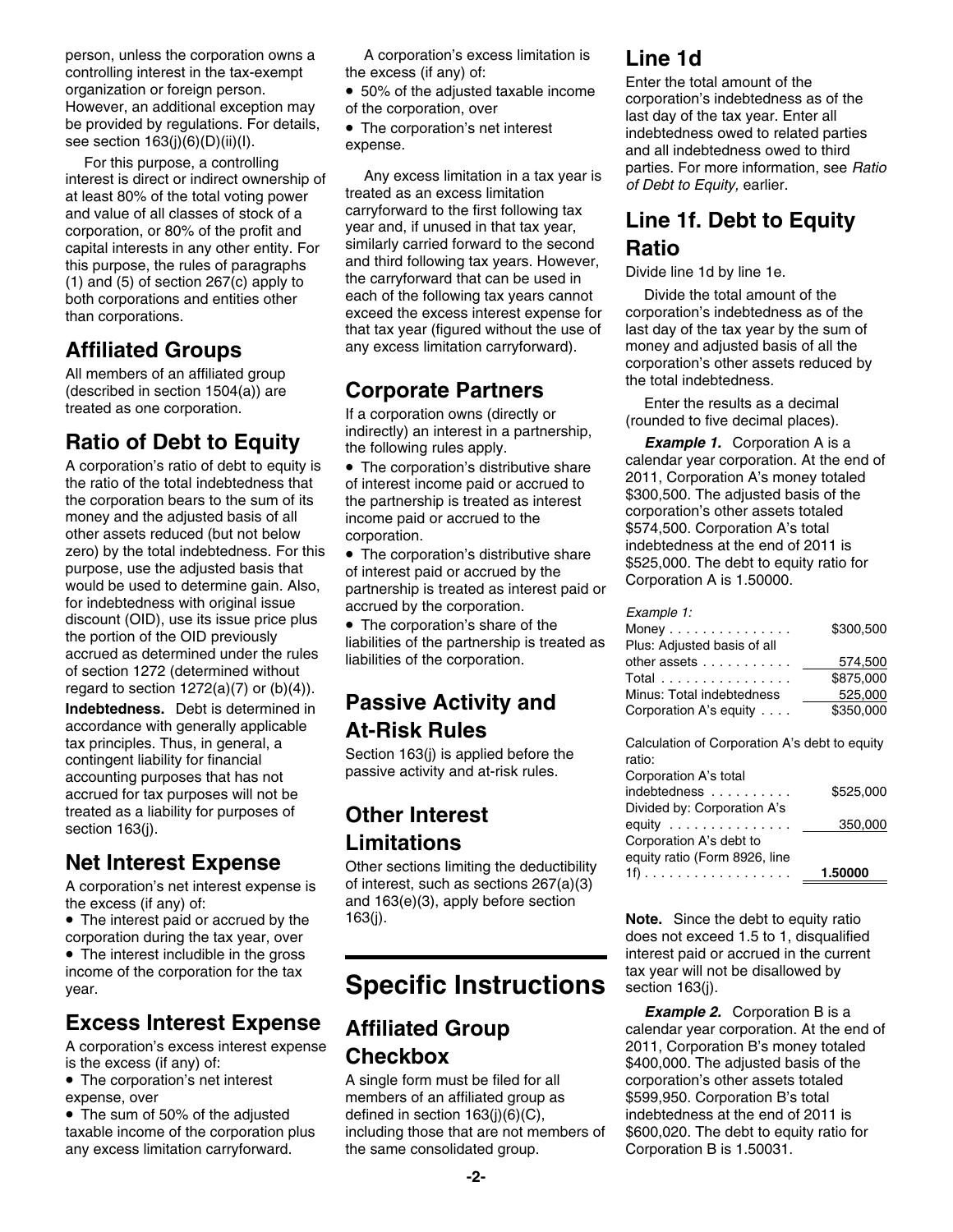person, unless the corporation owns a controlling interest in the tax-exempt organization or foreign person. However, an additional exception may be provided by regulations. For details, see section 163(j)(6)(D)(ii)(I).

For this purpose, a controlling interest is direct or indirect ownership of at least 80% of the total voting power and value of all classes of stock of a corporation, or 80% of the profit and capital interests in any other entity. For this purpose, the rules of paragraphs (1) and (5) of section 267(c) apply to both corporations and entities other than corporations.

## Affiliated Groups

All members of an affiliated group (described in section 1504(a)) are treated as one corporation.

## Ratio of Debt to Equity

A corporation's ratio of debt to equity is the ratio of the total indebtedness that the corporation bears to the sum of its money and the adjusted basis of all other assets reduced (but not below zero) by the total indebtedness. For this purpose, use the adjusted basis that would be used to determine gain. Also, for indebtedness with original issue discount (OID), use its issue price plus the portion of the OID previously accrued as determined under the rules of section 1272 (determined without regard to section 1272(a)(7) or (b)(4)).

**Indebtedness.** Debt is determined in accordance with generally applicable tax principles. Thus, in general, a contingent liability for financial accounting purposes that has not accrued for tax purposes will not be treated as a liability for purposes of section 163(j).

## Net Interest Expense

A corporation's net interest expense is the excess (if any) of:

- The interest paid or accrued by the corporation during the tax year, over
- The interest includible in the gross income of the corporation for the tax year.

## Excess Interest Expense

A corporation's excess interest expense is the excess (if any) of:

- The corporation's net interest expense, over
- The sum of 50% of the adjusted taxable income of the corporation plus any excess limitation carryforward.

A corporation's excess limitation is the excess (if any) of:

- 50% of the adjusted taxable income of the corporation, over
- The corporation's net interest expense.

Any excess limitation in a tax year is treated as an excess limitation carryforward to the first following tax year and, if unused in that tax year, similarly carried forward to the second and third following tax years. However, the carryforward that can be used in each of the following tax years cannot exceed the excess interest expense for that tax year (figured without the use of any excess limitation carryforward).

## Corporate Partners

If a corporation owns (directly or indirectly) an interest in a partnership, the following rules apply.

- The corporation's distributive share of interest income paid or accrued to the partnership is treated as interest income paid or accrued to the corporation.
- The corporation's distributive share of interest paid or accrued by the partnership is treated as interest paid or accrued by the corporation.
- The corporation's share of the liabilities of the partnership is treated as liabilities of the corporation.

## Passive Activity and At-Risk Rules

Section 163(j) is applied before the passive activity and at-risk rules.

## Other Interest Limitations

Other sections limiting the deductibility of interest, such as sections 267(a)(3) and 163(e)(3), apply before section 163(j).

# Specific Instructions

## Affiliated Group Checkbox

A single form must be filed for all members of an affiliated group as defined in section 163(j)(6)(C), including those that are not members of the same consolidated group.

## Line 1d

Enter the total amount of the corporation's indebtedness as of the last day of the tax year. Enter all indebtedness owed to related parties and all indebtedness owed to third parties. For more information, see *Ratio of Debt to Equity,* earlier.

## Line 1f. Debt to Equity Ratio

Divide line 1d by line 1e.

Divide the total amount of the corporation's indebtedness as of the last day of the tax year by the sum of money and adjusted basis of all the corporation's other assets reduced by the total indebtedness.

Enter the results as a decimal (rounded to five decimal places).

***Example 1.*** Corporation A is a calendar year corporation. At the end of 2011, Corporation A's money totaled \$300,500. The adjusted basis of the corporation's other assets totaled \$574,500. Corporation A's total indebtedness at the end of 2011 is \$525,000. The debt to equity ratio for Corporation A is 1.50000.

*Example 1:*

| | |
|---|---|
| Money | \$300,500 |
| Plus: Adjusted basis of all other assets | 574,500 |
| Total | \$875,000 |
| Minus: Total indebtedness | 525,000 |
| Corporation A's equity | \$350,000 |

Calculation of Corporation A's debt to equity ratio:

| | |
|---|---|
| Corporation A's total indebtedness | \$525,000 |
| Divided by: Corporation A's equity | 350,000 |
| Corporation A's debt to equity ratio (Form 8926, line 1f) | **1.50000** |

**Note.** Since the debt to equity ratio does not exceed 1.5 to 1, disqualified interest paid or accrued in the current tax year will not be disallowed by section 163(j).

***Example 2.*** Corporation B is a calendar year corporation. At the end of 2011, Corporation B's money totaled \$400,000. The adjusted basis of the corporation's other assets totaled \$599,950. Corporation B's total indebtedness at the end of 2011 is \$600,020. The debt to equity ratio for Corporation B is 1.50031.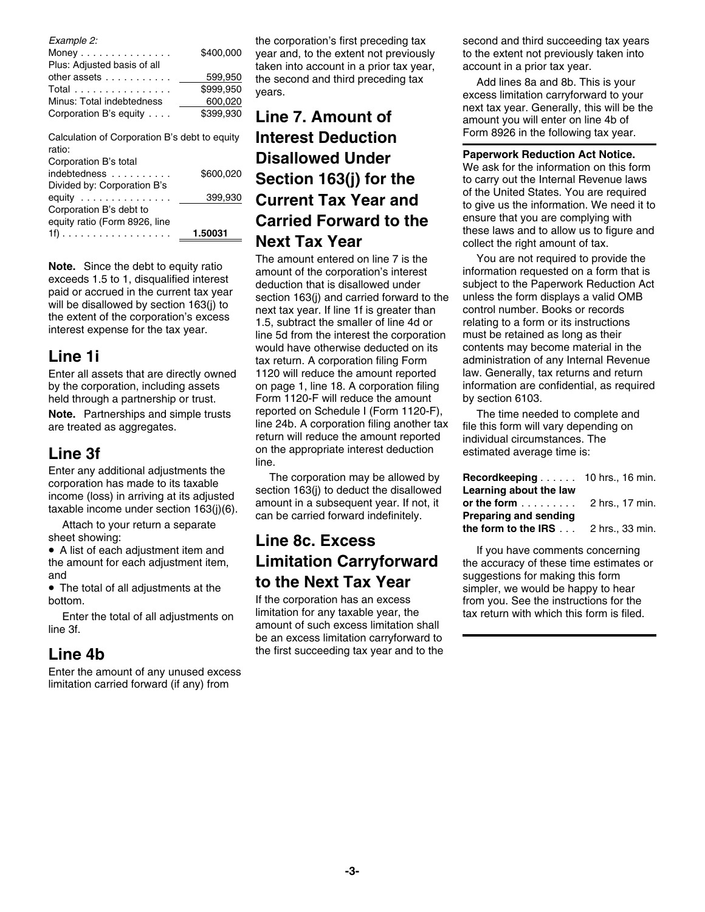*Example 2:*

| | |
|---|---|
| Money | $400,000 |
| Plus: Adjusted basis of all other assets | 599,950 |
| Total | $999,950 |
| Minus: Total indebtedness | 600,020 |
| Corporation B's equity | $399,930 |

Calculation of Corporation B's debt to equity ratio:

| | |
|---|---|
| Corporation B's total indebtedness | $600,020 |
| Divided by: Corporation B's equity | 399,930 |
| Corporation B's debt to equity ratio (Form 8926, line 1f) | **1.50031** |

**Note.** Since the debt to equity ratio exceeds 1.5 to 1, disqualified interest paid or accrued in the current tax year will be disallowed by section 163(j) to the extent of the corporation's excess interest expense for the tax year.

## Line 1i

Enter all assets that are directly owned by the corporation, including assets held through a partnership or trust.

**Note.** Partnerships and simple trusts are treated as aggregates.

## Line 3f

Enter any additional adjustments the corporation has made to its taxable income (loss) in arriving at its adjusted taxable income under section 163(j)(6).

Attach to your return a separate sheet showing:

- A list of each adjustment item and the amount for each adjustment item, and
- The total of all adjustments at the bottom.

Enter the total of all adjustments on line 3f.

## Line 4b

Enter the amount of any unused excess limitation carried forward (if any) from the corporation's first preceding tax year and, to the extent not previously taken into account in a prior tax year, the second and third preceding tax years.

## Line 7. Amount of Interest Deduction Disallowed Under Section 163(j) for the Current Tax Year and Carried Forward to the Next Tax Year

The amount entered on line 7 is the amount of the corporation's interest deduction that is disallowed under section 163(j) and carried forward to the next tax year. If line 1f is greater than 1.5, subtract the smaller of line 4d or line 5d from the interest the corporation would have otherwise deducted on its tax return. A corporation filing Form 1120 will reduce the amount reported on page 1, line 18. A corporation filing Form 1120-F will reduce the amount reported on Schedule I (Form 1120-F), line 24b. A corporation filing another tax return will reduce the amount reported on the appropriate interest deduction line.

The corporation may be allowed by section 163(j) to deduct the disallowed amount in a subsequent year. If not, it can be carried forward indefinitely.

## Line 8c. Excess Limitation Carryforward to the Next Tax Year

If the corporation has an excess limitation for any taxable year, the amount of such excess limitation shall be an excess limitation carryforward to the first succeeding tax year and to the second and third succeeding tax years to the extent not previously taken into account in a prior tax year.

Add lines 8a and 8b. This is your excess limitation carryforward to your next tax year. Generally, this will be the amount you will enter on line 4b of Form 8926 in the following tax year.

**Paperwork Reduction Act Notice.** We ask for the information on this form to carry out the Internal Revenue laws of the United States. You are required to give us the information. We need it to ensure that you are complying with these laws and to allow us to figure and collect the right amount of tax.

You are not required to provide the information requested on a form that is subject to the Paperwork Reduction Act unless the form displays a valid OMB control number. Books or records relating to a form or its instructions must be retained as long as their contents may become material in the administration of any Internal Revenue law. Generally, tax returns and return information are confidential, as required by section 6103.

The time needed to complete and file this form will vary depending on individual circumstances. The estimated average time is:

| | |
|---|---|
| **Recordkeeping** | 10 hrs., 16 min. |
| **Learning about the law or the form** | 2 hrs., 17 min. |
| **Preparing and sending the form to the IRS** | 2 hrs., 33 min. |

If you have comments concerning the accuracy of these time estimates or suggestions for making this form simpler, we would be happy to hear from you. See the instructions for the tax return with which this form is filed.